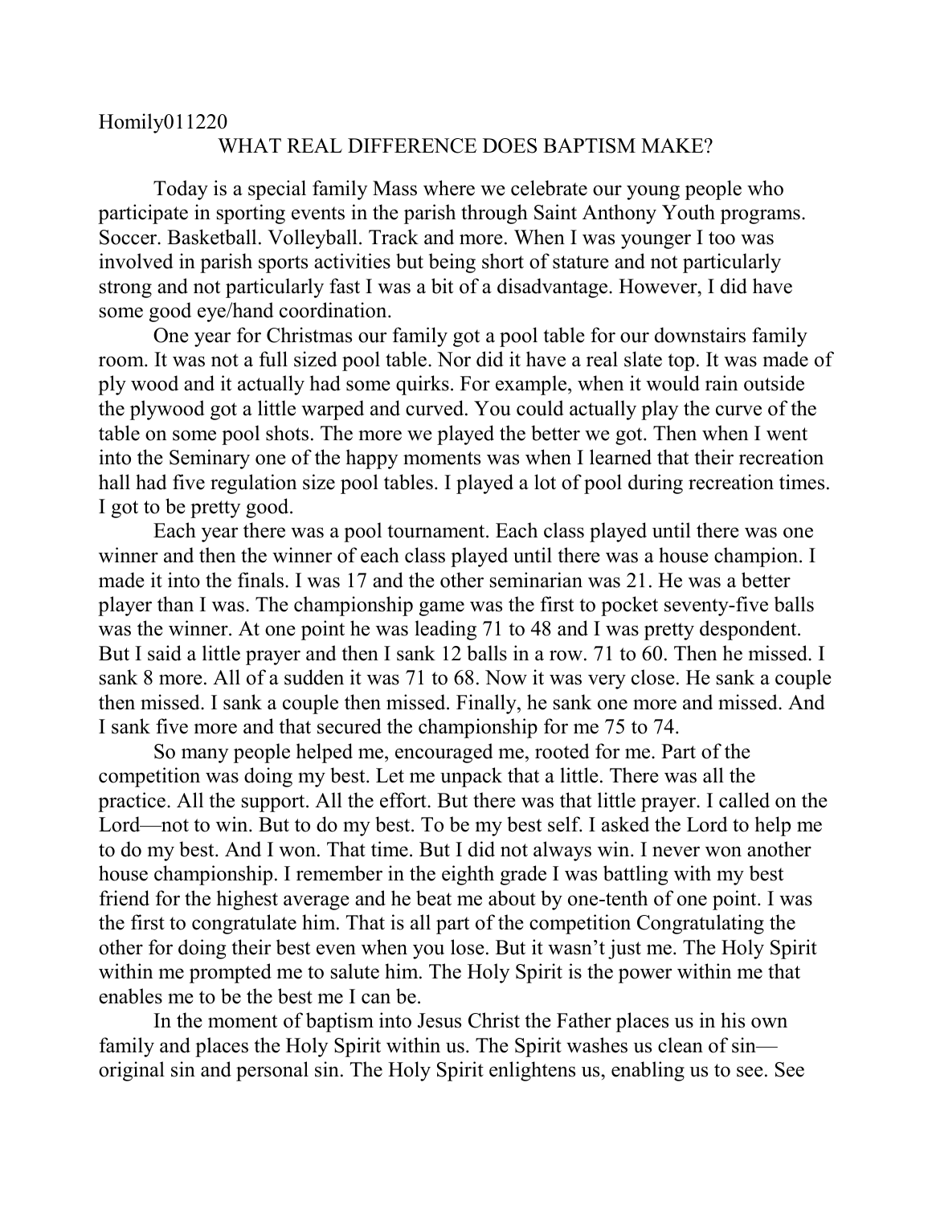Homily011220

# WHAT REAL DIFFERENCE DOES BAPTISM MAKE?

Today is a special family Mass where we celebrate our young people who participate in sporting events in the parish through Saint Anthony Youth programs. Soccer. Basketball. Volleyball. Track and more. When I was younger I too was involved in parish sports activities but being short of stature and not particularly strong and not particularly fast I was a bit of a disadvantage. However, I did have some good eye/hand coordination.

One year for Christmas our family got a pool table for our downstairs family room. It was not a full sized pool table. Nor did it have a real slate top. It was made of ply wood and it actually had some quirks. For example, when it would rain outside the plywood got a little warped and curved. You could actually play the curve of the table on some pool shots. The more we played the better we got. Then when I went into the Seminary one of the happy moments was when I learned that their recreation hall had five regulation size pool tables. I played a lot of pool during recreation times. I got to be pretty good.

Each year there was a pool tournament. Each class played until there was one winner and then the winner of each class played until there was a house champion. I made it into the finals. I was 17 and the other seminarian was 21. He was a better player than I was. The championship game was the first to pocket seventy-five balls was the winner. At one point he was leading 71 to 48 and I was pretty despondent. But I said a little prayer and then I sank 12 balls in a row. 71 to 60. Then he missed. I sank 8 more. All of a sudden it was 71 to 68. Now it was very close. He sank a couple then missed. I sank a couple then missed. Finally, he sank one more and missed. And I sank five more and that secured the championship for me 75 to 74.

So many people helped me, encouraged me, rooted for me. Part of the competition was doing my best. Let me unpack that a little. There was all the practice. All the support. All the effort. But there was that little prayer. I called on the Lord—not to win. But to do my best. To be my best self. I asked the Lord to help me to do my best. And I won. That time. But I did not always win. I never won another house championship. I remember in the eighth grade I was battling with my best friend for the highest average and he beat me about by one-tenth of one point. I was the first to congratulate him. That is all part of the competition Congratulating the other for doing their best even when you lose. But it wasn't just me. The Holy Spirit within me prompted me to salute him. The Holy Spirit is the power within me that enables me to be the best me I can be.

In the moment of baptism into Jesus Christ the Father places us in his own family and places the Holy Spirit within us. The Spirit washes us clean of sin—original sin and personal sin. The Holy Spirit enlightens us, enabling us to see. See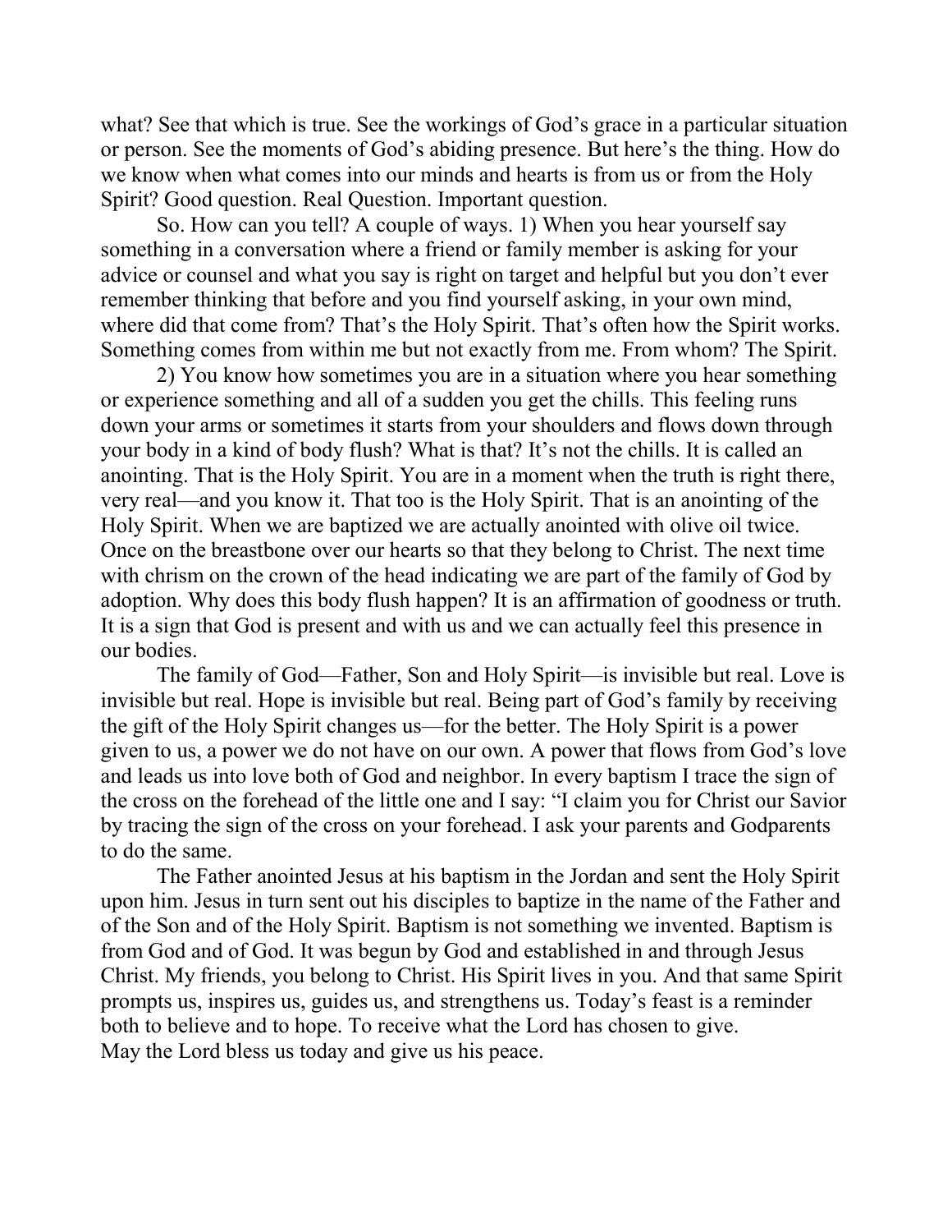what? See that which is true. See the workings of God's grace in a particular situation or person. See the moments of God's abiding presence. But here's the thing. How do we know when what comes into our minds and hearts is from us or from the Holy Spirit? Good question. Real Question. Important question.

So. How can you tell? A couple of ways. 1) When you hear yourself say something in a conversation where a friend or family member is asking for your advice or counsel and what you say is right on target and helpful but you don't ever remember thinking that before and you find yourself asking, in your own mind, where did that come from? That's the Holy Spirit. That's often how the Spirit works. Something comes from within me but not exactly from me. From whom? The Spirit.

2) You know how sometimes you are in a situation where you hear something or experience something and all of a sudden you get the chills. This feeling runs down your arms or sometimes it starts from your shoulders and flows down through your body in a kind of body flush? What is that? It's not the chills. It is called an anointing. That is the Holy Spirit. You are in a moment when the truth is right there, very real—and you know it. That too is the Holy Spirit. That is an anointing of the Holy Spirit. When we are baptized we are actually anointed with olive oil twice. Once on the breastbone over our hearts so that they belong to Christ. The next time with chrism on the crown of the head indicating we are part of the family of God by adoption. Why does this body flush happen? It is an affirmation of goodness or truth. It is a sign that God is present and with us and we can actually feel this presence in our bodies.

The family of God—Father, Son and Holy Spirit—is invisible but real. Love is invisible but real. Hope is invisible but real. Being part of God's family by receiving the gift of the Holy Spirit changes us—for the better. The Holy Spirit is a power given to us, a power we do not have on our own. A power that flows from God's love and leads us into love both of God and neighbor. In every baptism I trace the sign of the cross on the forehead of the little one and I say: "I claim you for Christ our Savior by tracing the sign of the cross on your forehead. I ask your parents and Godparents to do the same.

The Father anointed Jesus at his baptism in the Jordan and sent the Holy Spirit upon him. Jesus in turn sent out his disciples to baptize in the name of the Father and of the Son and of the Holy Spirit. Baptism is not something we invented. Baptism is from God and of God. It was begun by God and established in and through Jesus Christ. My friends, you belong to Christ. His Spirit lives in you. And that same Spirit prompts us, inspires us, guides us, and strengthens us. Today's feast is a reminder both to believe and to hope. To receive what the Lord has chosen to give.

May the Lord bless us today and give us his peace.